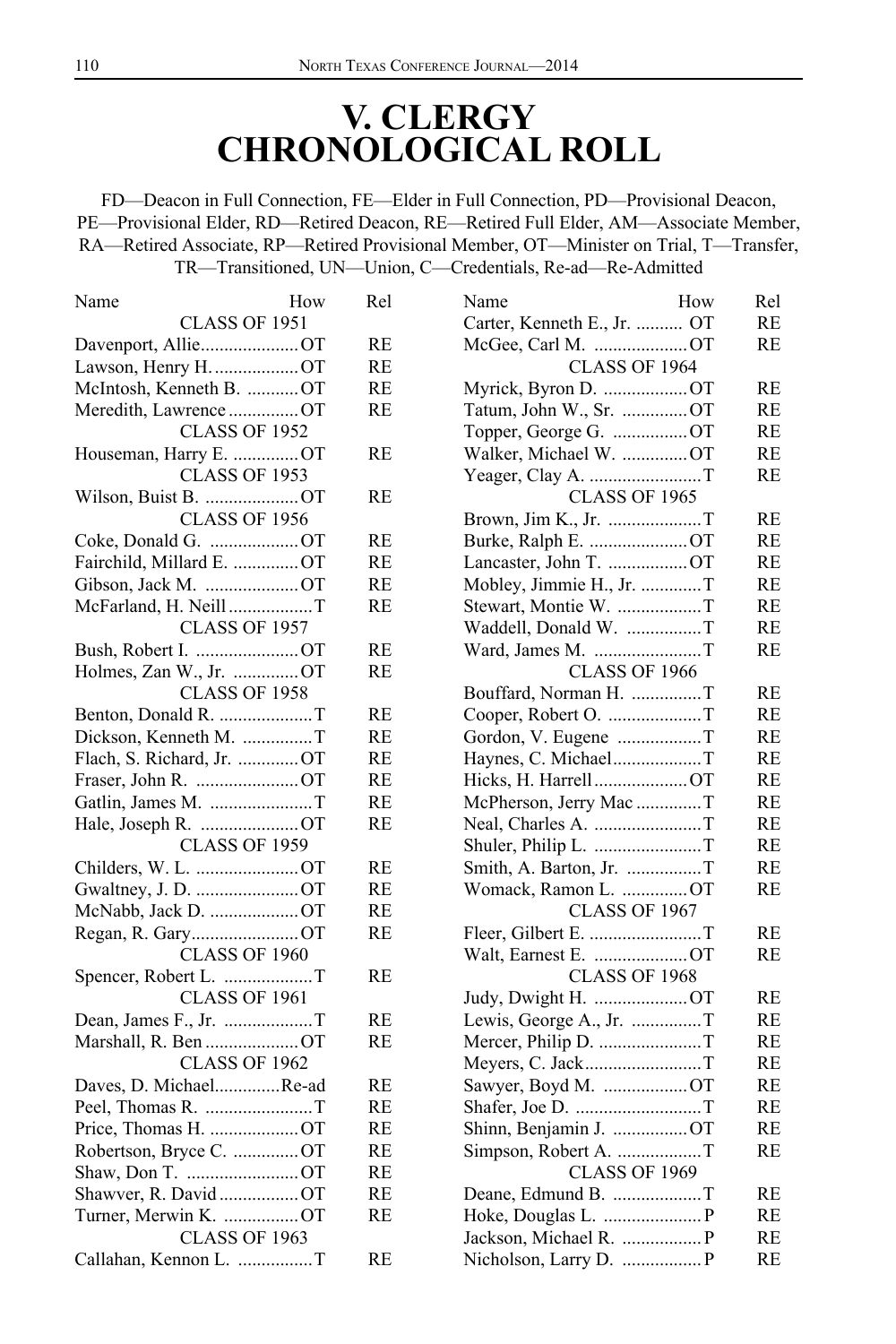# V. CLERGY CHRONOLOGICAL ROLL

FD—Deacon in Full Connection, FE—Elder in Full Connection, PD—Provisional Deacon, PE—Provisional Elder, RD—Retired Deacon, RE—Retired Full Elder, AM—Associate Member, RA—Retired Associate, RP—Retired Provisional Member, OT—Minister on Trial, T—Transfer, TR—Transitioned, UN—Union, C—Credentials, Re-ad—Re-Admitted

| Name | How | Rel |
|---|---|---|
| **CLASS OF 1951** | | |
| Davenport, Allie | OT | RE |
| Lawson, Henry H. | OT | RE |
| McIntosh, Kenneth B. | OT | RE |
| Meredith, Lawrence | OT | RE |
| **CLASS OF 1952** | | |
| Houseman, Harry E. | OT | RE |
| **CLASS OF 1953** | | |
| Wilson, Buist B. | OT | RE |
| **CLASS OF 1956** | | |
| Coke, Donald G. | OT | RE |
| Fairchild, Millard E. | OT | RE |
| Gibson, Jack M. | OT | RE |
| McFarland, H. Neill | T | RE |
| **CLASS OF 1957** | | |
| Bush, Robert I. | OT | RE |
| Holmes, Zan W., Jr. | OT | RE |
| **CLASS OF 1958** | | |
| Benton, Donald R. | T | RE |
| Dickson, Kenneth M. | T | RE |
| Flach, S. Richard, Jr. | OT | RE |
| Fraser, John R. | OT | RE |
| Gatlin, James M. | T | RE |
| Hale, Joseph R. | OT | RE |
| **CLASS OF 1959** | | |
| Childers, W. L. | OT | RE |
| Gwaltney, J. D. | OT | RE |
| McNabb, Jack D. | OT | RE |
| Regan, R. Gary | OT | RE |
| **CLASS OF 1960** | | |
| Spencer, Robert L. | T | RE |
| **CLASS OF 1961** | | |
| Dean, James F., Jr. | T | RE |
| Marshall, R. Ben | OT | RE |
| **CLASS OF 1962** | | |
| Daves, D. Michael | Re-ad | RE |
| Peel, Thomas R. | T | RE |
| Price, Thomas H. | OT | RE |
| Robertson, Bryce C. | OT | RE |
| Shaw, Don T. | OT | RE |
| Shawver, R. David | OT | RE |
| Turner, Merwin K. | OT | RE |
| **CLASS OF 1963** | | |
| Callahan, Kennon L. | T | RE |
| Carter, Kenneth E., Jr. | OT | RE |
| McGee, Carl M. | OT | RE |
| **CLASS OF 1964** | | |
| Myrick, Byron D. | OT | RE |
| Tatum, John W., Sr. | OT | RE |
| Topper, George G. | OT | RE |
| Walker, Michael W. | OT | RE |
| Yeager, Clay A. | T | RE |
| **CLASS OF 1965** | | |
| Brown, Jim K., Jr. | T | RE |
| Burke, Ralph E. | OT | RE |
| Lancaster, John T. | OT | RE |
| Mobley, Jimmie H., Jr. | T | RE |
| Stewart, Montie W. | T | RE |
| Waddell, Donald W. | T | RE |
| Ward, James M. | T | RE |
| **CLASS OF 1966** | | |
| Bouffard, Norman H. | T | RE |
| Cooper, Robert O. | T | RE |
| Gordon, V. Eugene | T | RE |
| Haynes, C. Michael | T | RE |
| Hicks, H. Harrell | OT | RE |
| McPherson, Jerry Mac | T | RE |
| Neal, Charles A. | T | RE |
| Shuler, Philip L. | T | RE |
| Smith, A. Barton, Jr. | T | RE |
| Womack, Ramon L. | OT | RE |
| **CLASS OF 1967** | | |
| Fleer, Gilbert E. | T | RE |
| Walt, Earnest E. | OT | RE |
| **CLASS OF 1968** | | |
| Judy, Dwight H. | OT | RE |
| Lewis, George A., Jr. | T | RE |
| Mercer, Philip D. | T | RE |
| Meyers, C. Jack | T | RE |
| Sawyer, Boyd M. | OT | RE |
| Shafer, Joe D. | T | RE |
| Shinn, Benjamin J. | OT | RE |
| Simpson, Robert A. | T | RE |
| **CLASS OF 1969** | | |
| Deane, Edmund B. | T | RE |
| Hoke, Douglas L. | P | RE |
| Jackson, Michael R. | P | RE |
| Nicholson, Larry D. | P | RE |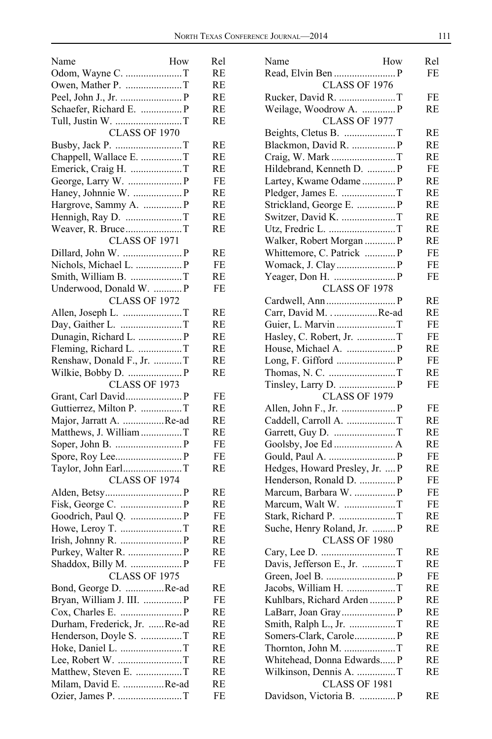| Name | How | Rel |
|---|---|---|
| Odom, Wayne C. | T | RE |
| Owen, Mather P. | T | RE |
| Peel, John J., Jr. | P | RE |
| Schaefer, Richard E. | P | RE |
| Tull, Justin W. | T | RE |
| CLASS OF 1970 | | |
| Busby, Jack P. | T | RE |
| Chappell, Wallace E. | T | RE |
| Emerick, Craig H. | T | RE |
| George, Larry W. | P | FE |
| Haney, Johnnie W. | P | RE |
| Hargrove, Sammy A. | P | RE |
| Hennigh, Ray D. | T | RE |
| Weaver, R. Bruce | T | RE |
| CLASS OF 1971 | | |
| Dillard, John W. | P | RE |
| Nichols, Michael L. | P | FE |
| Smith, William B. | T | RE |
| Underwood, Donald W. | P | FE |
| CLASS OF 1972 | | |
| Allen, Joseph L. | T | RE |
| Day, Gaither L. | T | RE |
| Dunagin, Richard L. | P | RE |
| Fleming, Richard L. | T | RE |
| Renshaw, Donald F., Jr. | T | RE |
| Wilkie, Bobby D. | P | RE |
| CLASS OF 1973 | | |
| Grant, Carl David | P | FE |
| Guttierrez, Milton P. | T | RE |
| Major, Jarratt A. | Re-ad | RE |
| Matthews, J. William | T | RE |
| Soper, John B. | P | FE |
| Spore, Roy Lee | P | FE |
| Taylor, John Earl | T | RE |
| CLASS OF 1974 | | |
| Alden, Betsy | P | RE |
| Fisk, George C. | P | RE |
| Goodrich, Paul Q. | P | FE |
| Howe, Leroy T. | T | RE |
| Irish, Johnny R. | P | RE |
| Purkey, Walter R. | P | RE |
| Shaddox, Billy M. | P | FE |
| CLASS OF 1975 | | |
| Bond, George D. | Re-ad | RE |
| Bryan, William J. III. | P | FE |
| Cox, Charles E. | P | RE |
| Durham, Frederick, Jr. | Re-ad | RE |
| Henderson, Doyle S. | T | RE |
| Hoke, Daniel L. | T | RE |
| Lee, Robert W. | T | RE |
| Matthew, Steven E. | T | RE |
| Milam, David E. | Re-ad | RE |
| Ozier, James P. | T | FE |
| Read, Elvin Ben | P | FE |
| CLASS OF 1976 | | |
| Rucker, David R. | T | FE |
| Weilage, Woodrow A. | P | RE |
| CLASS OF 1977 | | |
| Beights, Cletus B. | T | RE |
| Blackmon, David R. | P | RE |
| Craig, W. Mark | T | RE |
| Hildebrand, Kenneth D. | P | FE |
| Lartey, Kwame Odame | P | RE |
| Pledger, James E. | T | RE |
| Strickland, George E. | P | RE |
| Switzer, David K. | T | RE |
| Utz, Fredric L. | T | RE |
| Walker, Robert Morgan | P | RE |
| Whittemore, C. Patrick | P | FE |
| Womack, J. Clay | P | FE |
| Yeager, Don H. | P | FE |
| CLASS OF 1978 | | |
| Cardwell, Ann | P | RE |
| Carr, David M. . | Re-ad | RE |
| Guier, L. Marvin | T | FE |
| Hasley, C. Robert, Jr. | T | FE |
| House, Michael A. | P | RE |
| Long, F. Gifford | P | FE |
| Thomas, N. C. | T | RE |
| Tinsley, Larry D. | P | FE |
| CLASS OF 1979 | | |
| Allen, John F., Jr. | P | FE |
| Caddell, Carroll A. | T | RE |
| Garrett, Guy D. | T | RE |
| Goolsby, Joe Ed | A | RE |
| Gould, Paul A. | P | FE |
| Hedges, Howard Presley, Jr. | P | RE |
| Henderson, Ronald D. | P | FE |
| Marcum, Barbara W. | P | FE |
| Marcum, Walt W. | T | FE |
| Stark, Richard P. | T | RE |
| Suche, Henry Roland, Jr. | P | RE |
| CLASS OF 1980 | | |
| Cary, Lee D. | T | RE |
| Davis, Jefferson E., Jr. | T | RE |
| Green, Joel B. | P | FE |
| Jacobs, William H. | T | RE |
| Kuhlbars, Richard Arden | P | RE |
| LaBarr, Joan Gray | P | RE |
| Smith, Ralph L., Jr. | T | RE |
| Somers-Clark, Carole | P | RE |
| Thornton, John M. | T | RE |
| Whitehead, Donna Edwards | P | RE |
| Wilkinson, Dennis A. | T | RE |
| CLASS OF 1981 | | |
| Davidson, Victoria B. | P | RE |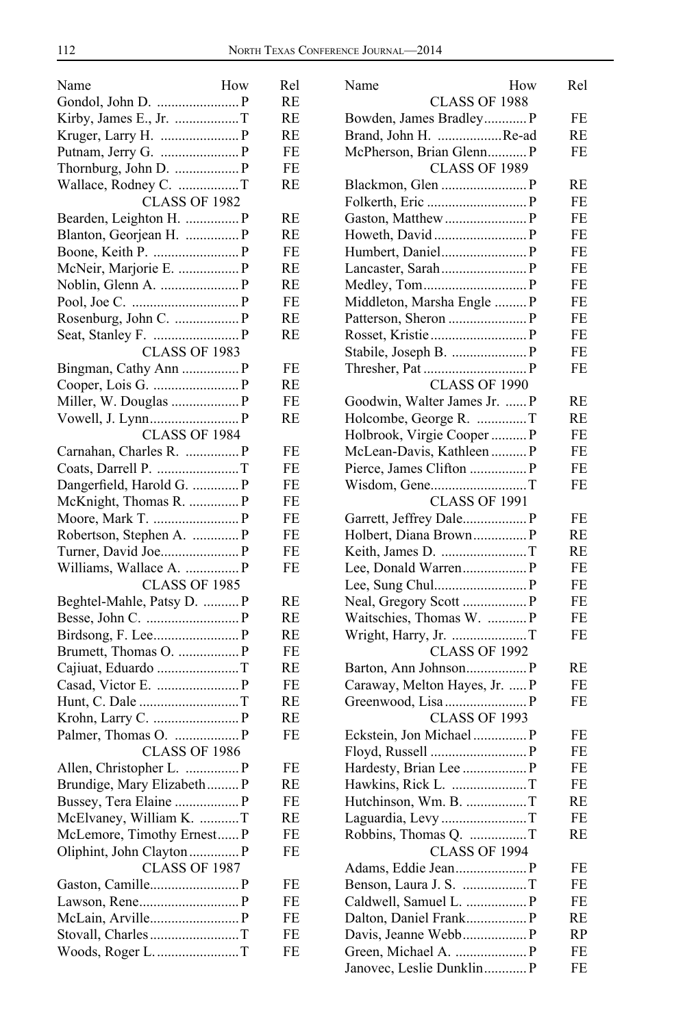| Name | How | Rel |
|---|---|---|
| Gondol, John D. | P | RE |
| Kirby, James E., Jr. | T | RE |
| Kruger, Larry H. | P | RE |
| Putnam, Jerry G. | P | FE |
| Thornburg, John D. | P | FE |
| Wallace, Rodney C. | T | RE |
| CLASS OF 1982 | | |
| Bearden, Leighton H. | P | RE |
| Blanton, Georjean H. | P | RE |
| Boone, Keith P. | P | FE |
| McNeir, Marjorie E. | P | RE |
| Noblin, Glenn A. | P | RE |
| Pool, Joe C. | P | FE |
| Rosenburg, John C. | P | RE |
| Seat, Stanley F. | P | RE |
| CLASS OF 1983 | | |
| Bingman, Cathy Ann | P | FE |
| Cooper, Lois G. | P | RE |
| Miller, W. Douglas | P | FE |
| Vowell, J. Lynn | P | RE |
| CLASS OF 1984 | | |
| Carnahan, Charles R. | P | FE |
| Coats, Darrell P. | T | FE |
| Dangerfield, Harold G. | P | FE |
| McKnight, Thomas R. | P | FE |
| Moore, Mark T. | P | FE |
| Robertson, Stephen A. | P | FE |
| Turner, David Joe | P | FE |
| Williams, Wallace A. | P | FE |
| CLASS OF 1985 | | |
| Beghtel-Mahle, Patsy D. | P | RE |
| Besse, John C. | P | RE |
| Birdsong, F. Lee | P | RE |
| Brumett, Thomas O. | P | FE |
| Cajiuat, Eduardo | T | RE |
| Casad, Victor E. | P | FE |
| Hunt, C. Dale | T | RE |
| Krohn, Larry C. | P | RE |
| Palmer, Thomas O. | P | FE |
| CLASS OF 1986 | | |
| Allen, Christopher L. | P | FE |
| Brundige, Mary Elizabeth | P | RE |
| Bussey, Tera Elaine | P | FE |
| McElvaney, William K. | T | RE |
| McLemore, Timothy Ernest | P | FE |
| Oliphint, John Clayton | P | FE |
| CLASS OF 1987 | | |
| Gaston, Camille | P | FE |
| Lawson, Rene | P | FE |
| McLain, Arville | P | FE |
| Stovall, Charles | T | FE |
| Woods, Roger L. | T | FE |
| CLASS OF 1988 | | |
| Bowden, James Bradley | P | FE |
| Brand, John H. | Re-ad | RE |
| McPherson, Brian Glenn | P | FE |
| CLASS OF 1989 | | |
| Blackmon, Glen | P | RE |
| Folkerth, Eric | P | FE |
| Gaston, Matthew | P | FE |
| Howeth, David | P | FE |
| Humbert, Daniel | P | FE |
| Lancaster, Sarah | P | FE |
| Medley, Tom | P | FE |
| Middleton, Marsha Engle | P | FE |
| Patterson, Sheron | P | FE |
| Rosset, Kristie | P | FE |
| Stabile, Joseph B. | P | FE |
| Thresher, Pat | P | FE |
| CLASS OF 1990 | | |
| Goodwin, Walter James Jr. | P | RE |
| Holcombe, George R. | T | RE |
| Holbrook, Virgie Cooper | P | FE |
| McLean-Davis, Kathleen | P | FE |
| Pierce, James Clifton | P | FE |
| Wisdom, Gene | T | FE |
| CLASS OF 1991 | | |
| Garrett, Jeffrey Dale | P | FE |
| Holbert, Diana Brown | P | RE |
| Keith, James D. | T | RE |
| Lee, Donald Warren | P | FE |
| Lee, Sung Chul | P | FE |
| Neal, Gregory Scott | P | FE |
| Waitschies, Thomas W. | P | FE |
| Wright, Harry, Jr. | T | FE |
| CLASS OF 1992 | | |
| Barton, Ann Johnson | P | RE |
| Caraway, Melton Hayes, Jr. | P | FE |
| Greenwood, Lisa | P | FE |
| CLASS OF 1993 | | |
| Eckstein, Jon Michael | P | FE |
| Floyd, Russell | P | FE |
| Hardesty, Brian Lee | P | FE |
| Hawkins, Rick L. | T | FE |
| Hutchinson, Wm. B. | T | RE |
| Laguardia, Levy | T | FE |
| Robbins, Thomas Q. | T | RE |
| CLASS OF 1994 | | |
| Adams, Eddie Jean | P | FE |
| Benson, Laura J. S. | T | FE |
| Caldwell, Samuel L. | P | FE |
| Dalton, Daniel Frank | P | RE |
| Davis, Jeanne Webb | P | RP |
| Green, Michael A. | P | FE |
| Janovec, Leslie Dunklin | P | FE |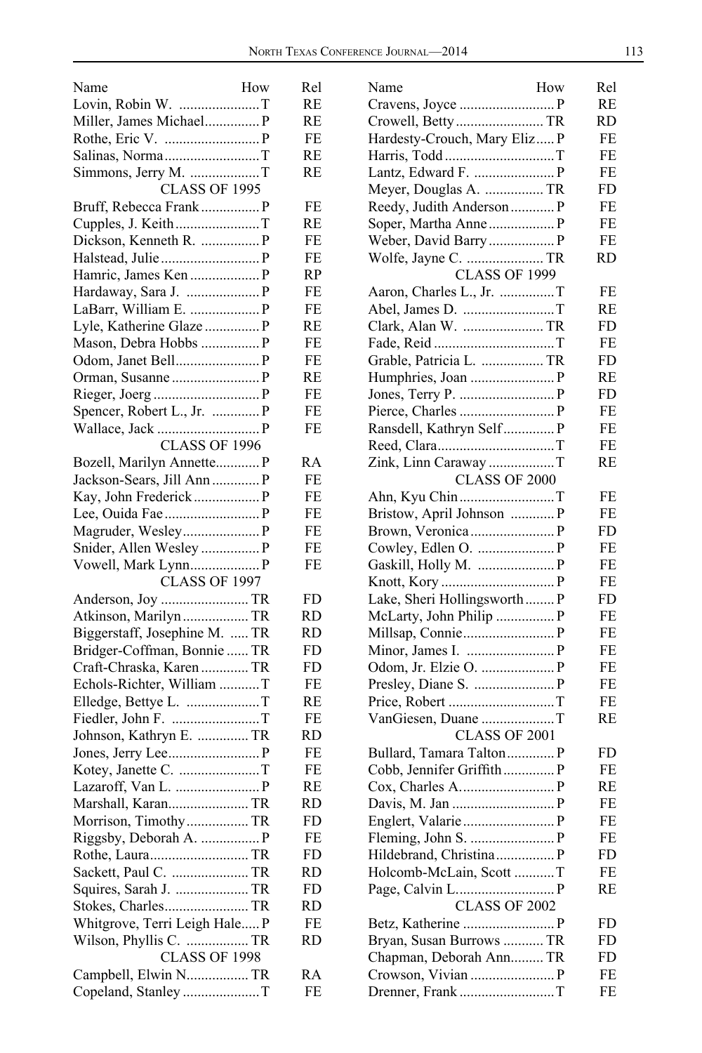| Name | How | Rel |
|---|---|---|
| Lovin, Robin W. | T | RE |
| Miller, James Michael | P | RE |
| Rothe, Eric V. | P | FE |
| Salinas, Norma | T | RE |
| Simmons, Jerry M. | T | RE |
| CLASS OF 1995 | | |
| Bruff, Rebecca Frank | P | FE |
| Cupples, J. Keith | T | RE |
| Dickson, Kenneth R. | P | FE |
| Halstead, Julie | P | FE |
| Hamric, James Ken | P | RP |
| Hardaway, Sara J. | P | FE |
| LaBarr, William E. | P | FE |
| Lyle, Katherine Glaze | P | RE |
| Mason, Debra Hobbs | P | FE |
| Odom, Janet Bell | P | FE |
| Orman, Susanne | P | RE |
| Rieger, Joerg | P | FE |
| Spencer, Robert L., Jr. | P | FE |
| Wallace, Jack | P | FE |
| CLASS OF 1996 | | |
| Bozell, Marilyn Annette | P | RA |
| Jackson-Sears, Jill Ann | P | FE |
| Kay, John Frederick | P | FE |
| Lee, Ouida Fae | P | FE |
| Magruder, Wesley | P | FE |
| Snider, Allen Wesley | P | FE |
| Vowell, Mark Lynn | P | FE |
| CLASS OF 1997 | | |
| Anderson, Joy | TR | FD |
| Atkinson, Marilyn | TR | RD |
| Biggerstaff, Josephine M. | TR | RD |
| Bridger-Coffman, Bonnie | TR | FD |
| Craft-Chraska, Karen | TR | FD |
| Echols-Richter, William | T | FE |
| Elledge, Bettye L. | T | RE |
| Fiedler, John F. | T | FE |
| Johnson, Kathryn E. | TR | RD |
| Jones, Jerry Lee | P | FE |
| Kotey, Janette C. | T | FE |
| Lazaroff, Van L. | P | RE |
| Marshall, Karan | TR | RD |
| Morrison, Timothy | TR | FD |
| Riggsby, Deborah A. | P | FE |
| Rothe, Laura | TR | FD |
| Sackett, Paul C. | TR | RD |
| Squires, Sarah J. | TR | FD |
| Stokes, Charles | TR | RD |
| Whitgrove, Terri Leigh Hale | P | FE |
| Wilson, Phyllis C. | TR | RD |
| CLASS OF 1998 | | |
| Campbell, Elwin N. | TR | RA |
| Copeland, Stanley | T | FE |
| Cravens, Joyce | P | RE |
| Crowell, Betty | TR | RD |
| Hardesty-Crouch, Mary Eliz | P | FE |
| Harris, Todd | T | FE |
| Lantz, Edward F. | P | FE |
| Meyer, Douglas A. | TR | FD |
| Reedy, Judith Anderson | P | FE |
| Soper, Martha Anne | P | FE |
| Weber, David Barry | P | FE |
| Wolfe, Jayne C. | TR | RD |
| CLASS OF 1999 | | |
| Aaron, Charles L., Jr. | T | FE |
| Abel, James D. | T | RE |
| Clark, Alan W. | TR | FD |
| Fade, Reid | T | FE |
| Grable, Patricia L. | TR | FD |
| Humphries, Joan | P | RE |
| Jones, Terry P. | P | FD |
| Pierce, Charles | P | FE |
| Ransdell, Kathryn Self | P | FE |
| Reed, Clara | T | FE |
| Zink, Linn Caraway | T | RE |
| CLASS OF 2000 | | |
| Ahn, Kyu Chin | T | FE |
| Bristow, April Johnson | P | FE |
| Brown, Veronica | P | FD |
| Cowley, Edlen O. | P | FE |
| Gaskill, Holly M. | P | FE |
| Knott, Kory | P | FE |
| Lake, Sheri Hollingsworth | P | FD |
| McLarty, John Philip | P | FE |
| Millsap, Connie | P | FE |
| Minor, James I. | P | FE |
| Odom, Jr. Elzie O. | P | FE |
| Presley, Diane S. | P | FE |
| Price, Robert | T | FE |
| VanGiesen, Duane | T | RE |
| CLASS OF 2001 | | |
| Bullard, Tamara Talton | P | FD |
| Cobb, Jennifer Griffith | P | FE |
| Cox, Charles A. | P | RE |
| Davis, M. Jan | P | FE |
| Englert, Valarie | P | FE |
| Fleming, John S. | P | FE |
| Hildebrand, Christina | P | FD |
| Holcomb-McLain, Scott | T | FE |
| Page, Calvin L. | P | RE |
| CLASS OF 2002 | | |
| Betz, Katherine | P | FD |
| Bryan, Susan Burrows | TR | FD |
| Chapman, Deborah Ann | TR | FD |
| Crowson, Vivian | P | FE |
| Drenner, Frank | T | FE |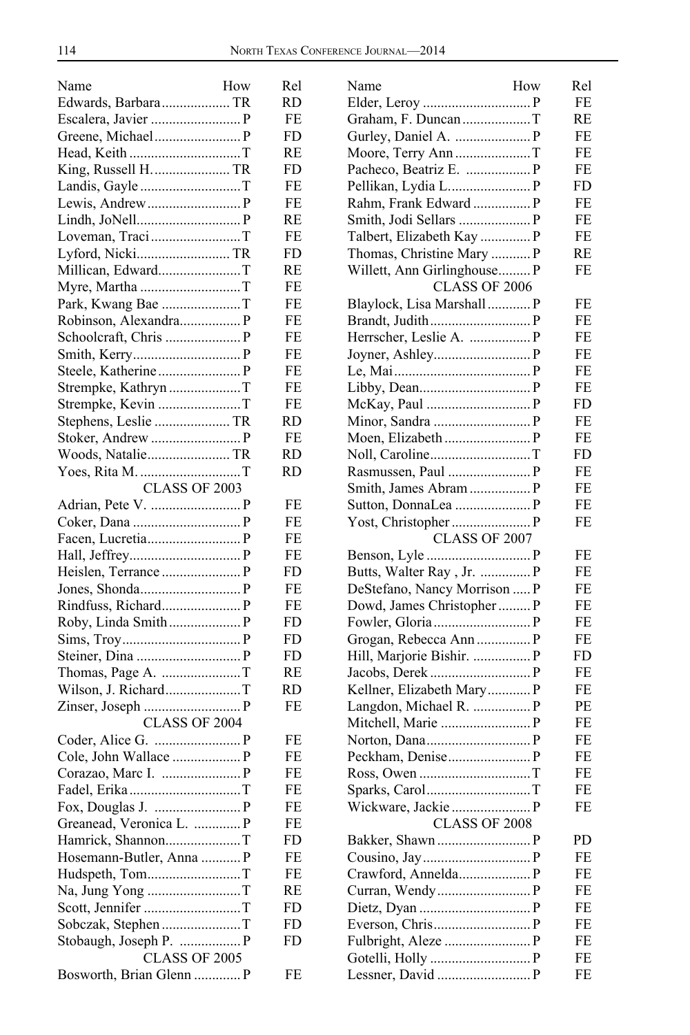| Name | How | Rel |
|---|---|---|
| Edwards, Barbara | TR | RD |
| Escalera, Javier | P | FE |
| Greene, Michael | P | FD |
| Head, Keith | T | RE |
| King, Russell H. | TR | FD |
| Landis, Gayle | T | FE |
| Lewis, Andrew | P | FE |
| Lindh, JoNell | P | RE |
| Loveman, Traci | T | FE |
| Lyford, Nicki | TR | FD |
| Millican, Edward | T | RE |
| Myre, Martha | T | FE |
| Park, Kwang Bae | T | FE |
| Robinson, Alexandra | P | FE |
| Schoolcraft, Chris | P | FE |
| Smith, Kerry | P | FE |
| Steele, Katherine | P | FE |
| Strempke, Kathryn | T | FE |
| Strempke, Kevin | T | FE |
| Stephens, Leslie | TR | RD |
| Stoker, Andrew | P | FE |
| Woods, Natalie | TR | RD |
| Yoes, Rita M. | T | RD |
| CLASS OF 2003 | | |
| Adrian, Pete V. | P | FE |
| Coker, Dana | P | FE |
| Facen, Lucretia | P | FE |
| Hall, Jeffrey | P | FE |
| Heislen, Terrance | P | FD |
| Jones, Shonda | P | FE |
| Rindfuss, Richard | P | FE |
| Roby, Linda Smith | P | FD |
| Sims, Troy | P | FD |
| Steiner, Dina | P | FD |
| Thomas, Page A. | T | RE |
| Wilson, J. Richard | T | RD |
| Zinser, Joseph | P | FE |
| CLASS OF 2004 | | |
| Coder, Alice G. | P | FE |
| Cole, John Wallace | P | FE |
| Corazao, Marc I. | P | FE |
| Fadel, Erika | T | FE |
| Fox, Douglas J. | P | FE |
| Greanead, Veronica L. | P | FE |
| Hamrick, Shannon | T | FD |
| Hosemann-Butler, Anna | P | FE |
| Hudspeth, Tom | T | FE |
| Na, Jung Yong | T | RE |
| Scott, Jennifer | T | FD |
| Sobczak, Stephen | T | FD |
| Stobaugh, Joseph P. | P | FD |
| CLASS OF 2005 | | |
| Bosworth, Brian Glenn | P | FE |
| Elder, Leroy | P | FE |
| Graham, F. Duncan | T | RE |
| Gurley, Daniel A. | P | FE |
| Moore, Terry Ann | T | FE |
| Pacheco, Beatriz E. | P | FE |
| Pellikan, Lydia L. | P | FD |
| Rahm, Frank Edward | P | FE |
| Smith, Jodi Sellars | P | FE |
| Talbert, Elizabeth Kay | P | FE |
| Thomas, Christine Mary | P | RE |
| Willett, Ann Girlinghouse | P | FE |
| CLASS OF 2006 | | |
| Blaylock, Lisa Marshall | P | FE |
| Brandt, Judith | P | FE |
| Herrscher, Leslie A. | P | FE |
| Joyner, Ashley | P | FE |
| Le, Mai | P | FE |
| Libby, Dean | P | FE |
| McKay, Paul | P | FD |
| Minor, Sandra | P | FE |
| Moen, Elizabeth | P | FE |
| Noll, Caroline | T | FD |
| Rasmussen, Paul | P | FE |
| Smith, James Abram | P | FE |
| Sutton, DonnaLea | P | FE |
| Yost, Christopher | P | FE |
| CLASS OF 2007 | | |
| Benson, Lyle | P | FE |
| Butts, Walter Ray , Jr. | P | FE |
| DeStefano, Nancy Morrison | P | FE |
| Dowd, James Christopher | P | FE |
| Fowler, Gloria | P | FE |
| Grogan, Rebecca Ann | P | FE |
| Hill, Marjorie Bishir. | P | FD |
| Jacobs, Derek | P | FE |
| Kellner, Elizabeth Mary | P | FE |
| Langdon, Michael R. | P | PE |
| Mitchell, Marie | P | FE |
| Norton, Dana | P | FE |
| Peckham, Denise | P | FE |
| Ross, Owen | T | FE |
| Sparks, Carol | T | FE |
| Wickware, Jackie | P | FE |
| CLASS OF 2008 | | |
| Bakker, Shawn | P | PD |
| Cousino, Jay | P | FE |
| Crawford, Annelda | P | FE |
| Curran, Wendy | P | FE |
| Dietz, Dyan | P | FE |
| Everson, Chris | P | FE |
| Fulbright, Aleze | P | FE |
| Gotelli, Holly | P | FE |
| Lessner, David | P | FE |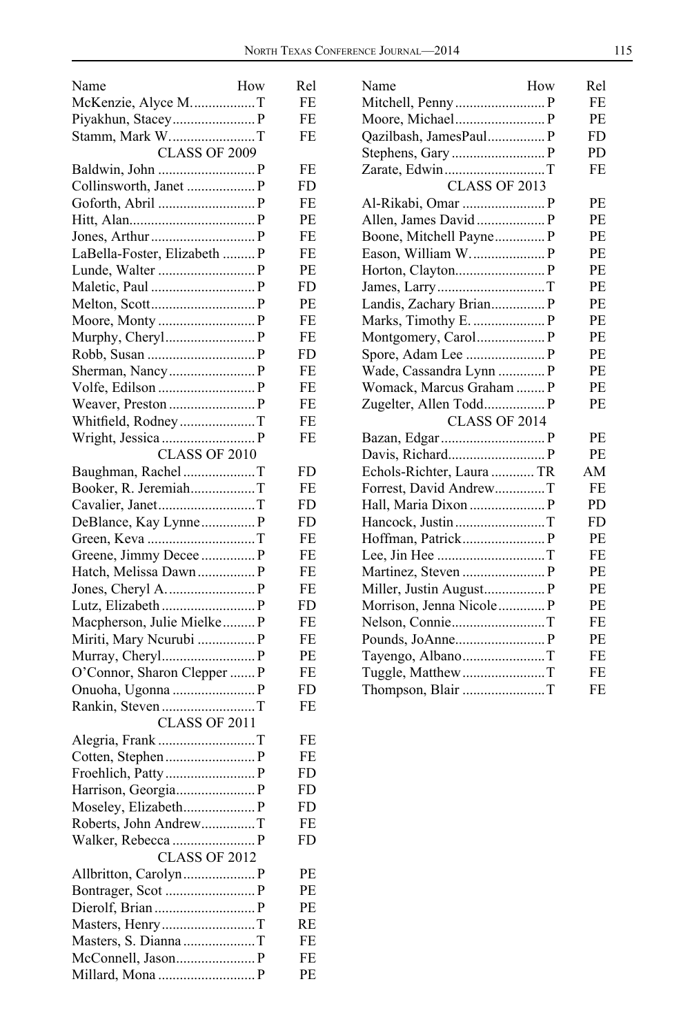| Name | How | Rel |
|---|---|---|
| McKenzie, Alyce M. | T | FE |
| Piyakhun, Stacey | P | FE |
| Stamm, Mark W. | T | FE |
| **CLASS OF 2009** | | |
| Baldwin, John | P | FE |
| Collinsworth, Janet | P | FD |
| Goforth, Abril | P | FE |
| Hitt, Alan | P | PE |
| Jones, Arthur | P | FE |
| LaBella-Foster, Elizabeth | P | FE |
| Lunde, Walter | P | PE |
| Maletic, Paul | P | FD |
| Melton, Scott | P | PE |
| Moore, Monty | P | FE |
| Murphy, Cheryl | P | FE |
| Robb, Susan | P | FD |
| Sherman, Nancy | P | FE |
| Volfe, Edilson | P | FE |
| Weaver, Preston | P | FE |
| Whitfield, Rodney | T | FE |
| Wright, Jessica | P | FE |
| **CLASS OF 2010** | | |
| Baughman, Rachel | T | FD |
| Booker, R. Jeremiah | T | FE |
| Cavalier, Janet | T | FD |
| DeBlance, Kay Lynne | P | FD |
| Green, Keva | T | FE |
| Greene, Jimmy Decee | P | FE |
| Hatch, Melissa Dawn | P | FE |
| Jones, Cheryl A. | P | FE |
| Lutz, Elizabeth | P | FD |
| Macpherson, Julie Mielke | P | FE |
| Miriti, Mary Ncurubi | P | FE |
| Murray, Cheryl | P | PE |
| O'Connor, Sharon Clepper | P | FE |
| Onuoha, Ugonna | P | FD |
| Rankin, Steven | T | FE |
| **CLASS OF 2011** | | |
| Alegria, Frank | T | FE |
| Cotten, Stephen | P | FE |
| Froehlich, Patty | P | FD |
| Harrison, Georgia | P | FD |
| Moseley, Elizabeth | P | FD |
| Roberts, John Andrew | T | FE |
| Walker, Rebecca | P | FD |
| **CLASS OF 2012** | | |
| Allbritton, Carolyn | P | PE |
| Bontrager, Scot | P | PE |
| Dierolf, Brian | P | PE |
| Masters, Henry | T | RE |
| Masters, S. Dianna | T | FE |
| McConnell, Jason | P | FE |
| Millard, Mona | P | PE |
| Mitchell, Penny | P | FE |
| Moore, Michael | P | PE |
| Qazilbash, JamesPaul | P | FD |
| Stephens, Gary | P | PD |
| Zarate, Edwin | T | FE |
| **CLASS OF 2013** | | |
| Al-Rikabi, Omar | P | PE |
| Allen, James David | P | PE |
| Boone, Mitchell Payne | P | PE |
| Eason, William W. | P | PE |
| Horton, Clayton | P | PE |
| James, Larry | T | PE |
| Landis, Zachary Brian | P | PE |
| Marks, Timothy E. | P | PE |
| Montgomery, Carol | P | PE |
| Spore, Adam Lee | P | PE |
| Wade, Cassandra Lynn | P | PE |
| Womack, Marcus Graham | P | PE |
| Zugelter, Allen Todd | P | PE |
| **CLASS OF 2014** | | |
| Bazan, Edgar | P | PE |
| Davis, Richard | P | PE |
| Echols-Richter, Laura | TR | AM |
| Forrest, David Andrew | T | FE |
| Hall, Maria Dixon | P | PD |
| Hancock, Justin | T | FD |
| Hoffman, Patrick | P | PE |
| Lee, Jin Hee | T | FE |
| Martinez, Steven | P | PE |
| Miller, Justin August | P | PE |
| Morrison, Jenna Nicole | P | PE |
| Nelson, Connie | T | FE |
| Pounds, JoAnne | P | PE |
| Tayengo, Albano | T | FE |
| Tuggle, Matthew | T | FE |
| Thompson, Blair | T | FE |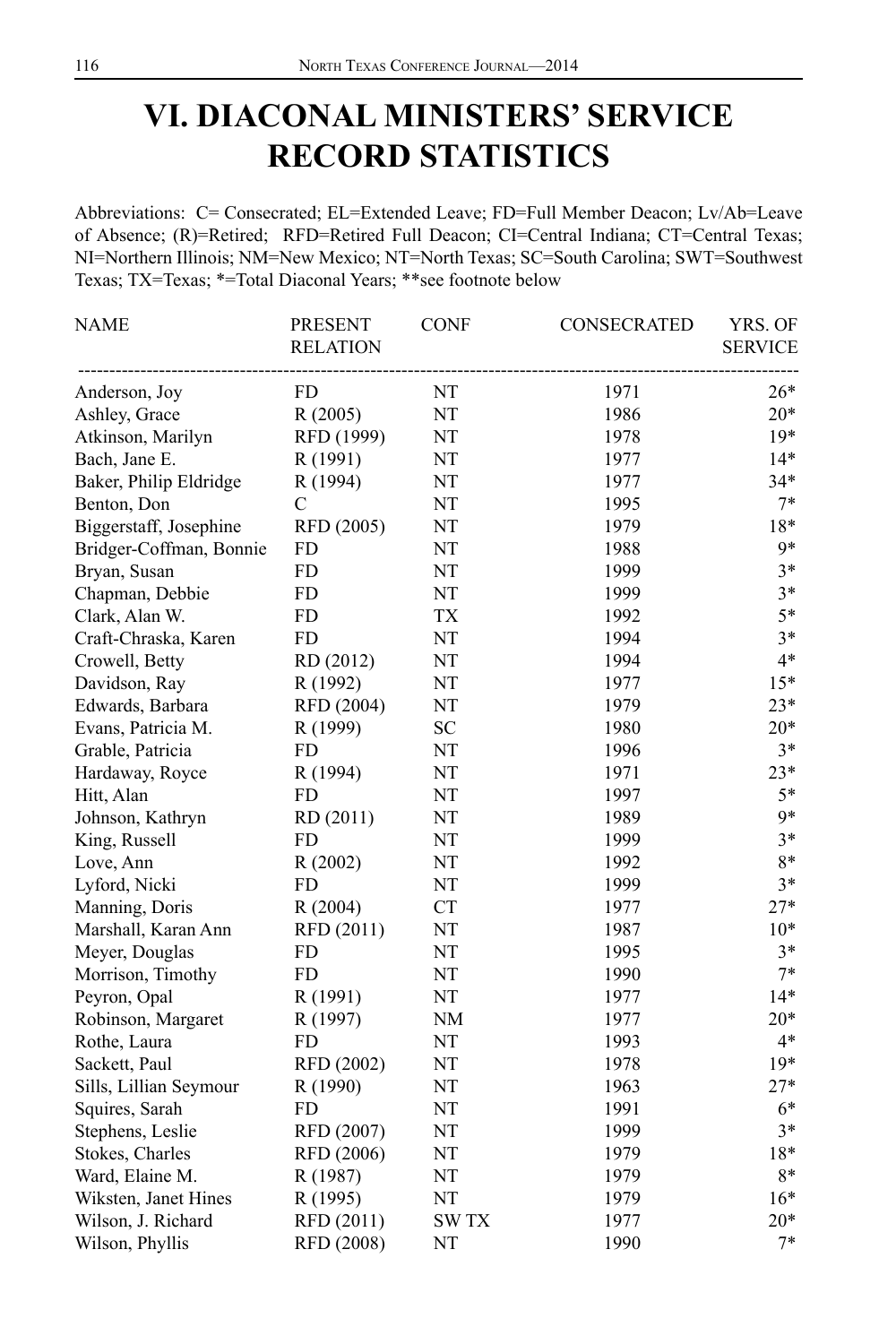# VI. DIACONAL MINISTERS' SERVICE RECORD STATISTICS

Abbreviations: C= Consecrated; EL=Extended Leave; FD=Full Member Deacon; Lv/Ab=Leave of Absence; (R)=Retired; RFD=Retired Full Deacon; CI=Central Indiana; CT=Central Texas; NI=Northern Illinois; NM=New Mexico; NT=North Texas; SC=South Carolina; SWT=Southwest Texas; TX=Texas; *=Total Diaconal Years; **see footnote below

| NAME | PRESENT RELATION | CONF | CONSECRATED | YRS. OF SERVICE |
|---|---|---|---|---|
| Anderson, Joy | FD | NT | 1971 | 26* |
| Ashley, Grace | R (2005) | NT | 1986 | 20* |
| Atkinson, Marilyn | RFD (1999) | NT | 1978 | 19* |
| Bach, Jane E. | R (1991) | NT | 1977 | 14* |
| Baker, Philip Eldridge | R (1994) | NT | 1977 | 34* |
| Benton, Don | C | NT | 1995 | 7* |
| Biggerstaff, Josephine | RFD (2005) | NT | 1979 | 18* |
| Bridger-Coffman, Bonnie | FD | NT | 1988 | 9* |
| Bryan, Susan | FD | NT | 1999 | 3* |
| Chapman, Debbie | FD | NT | 1999 | 3* |
| Clark, Alan W. | FD | TX | 1992 | 5* |
| Craft-Chraska, Karen | FD | NT | 1994 | 3* |
| Crowell, Betty | RD (2012) | NT | 1994 | 4* |
| Davidson, Ray | R (1992) | NT | 1977 | 15* |
| Edwards, Barbara | RFD (2004) | NT | 1979 | 23* |
| Evans, Patricia M. | R (1999) | SC | 1980 | 20* |
| Grable, Patricia | FD | NT | 1996 | 3* |
| Hardaway, Royce | R (1994) | NT | 1971 | 23* |
| Hitt, Alan | FD | NT | 1997 | 5* |
| Johnson, Kathryn | RD (2011) | NT | 1989 | 9* |
| King, Russell | FD | NT | 1999 | 3* |
| Love, Ann | R (2002) | NT | 1992 | 8* |
| Lyford, Nicki | FD | NT | 1999 | 3* |
| Manning, Doris | R (2004) | CT | 1977 | 27* |
| Marshall, Karan Ann | RFD (2011) | NT | 1987 | 10* |
| Meyer, Douglas | FD | NT | 1995 | 3* |
| Morrison, Timothy | FD | NT | 1990 | 7* |
| Peyron, Opal | R (1991) | NT | 1977 | 14* |
| Robinson, Margaret | R (1997) | NM | 1977 | 20* |
| Rothe, Laura | FD | NT | 1993 | 4* |
| Sackett, Paul | RFD (2002) | NT | 1978 | 19* |
| Sills, Lillian Seymour | R (1990) | NT | 1963 | 27* |
| Squires, Sarah | FD | NT | 1991 | 6* |
| Stephens, Leslie | RFD (2007) | NT | 1999 | 3* |
| Stokes, Charles | RFD (2006) | NT | 1979 | 18* |
| Ward, Elaine M. | R (1987) | NT | 1979 | 8* |
| Wiksten, Janet Hines | R (1995) | NT | 1979 | 16* |
| Wilson, J. Richard | RFD (2011) | SW TX | 1977 | 20* |
| Wilson, Phyllis | RFD (2008) | NT | 1990 | 7* |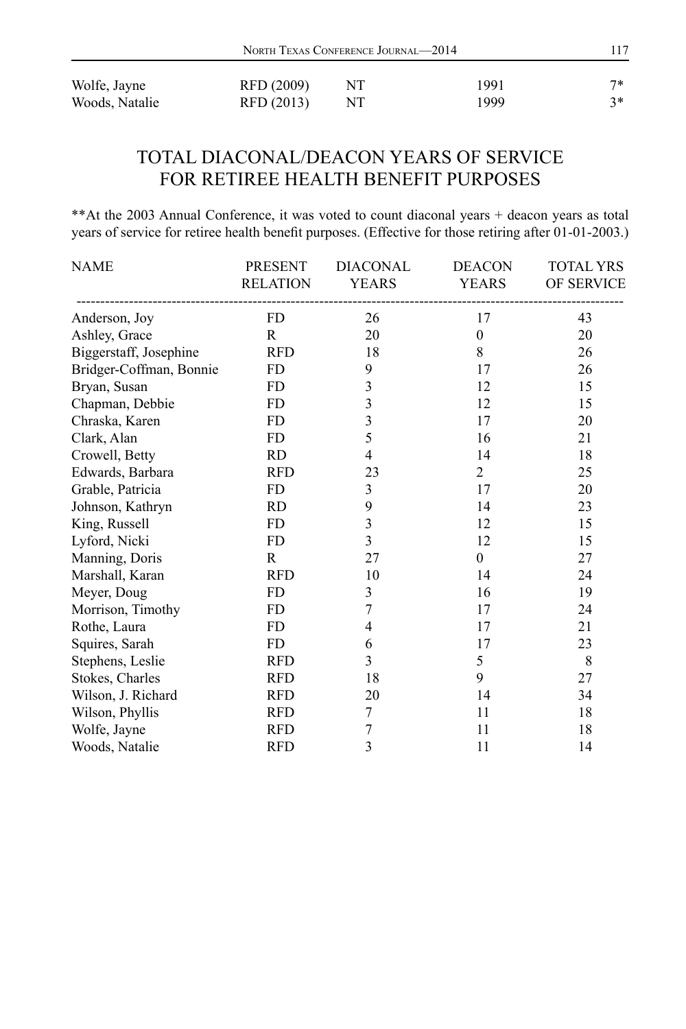| | | | | |
|---|---|---|---|---|
| Wolfe, Jayne | RFD (2009) | NT | 1991 | 7* |
| Woods, Natalie | RFD (2013) | NT | 1999 | 3* |

## TOTAL DIACONAL/DEACON YEARS OF SERVICE FOR RETIREE HEALTH BENEFIT PURPOSES

**At the 2003 Annual Conference, it was voted to count diaconal years + deacon years as total years of service for retiree health benefit purposes. (Effective for those retiring after 01-01-2003.)

| NAME | PRESENT RELATION | DIACONAL YEARS | DEACON YEARS | TOTAL YRS OF SERVICE |
|---|---|---|---|---|
| Anderson, Joy | FD | 26 | 17 | 43 |
| Ashley, Grace | R | 20 | 0 | 20 |
| Biggerstaff, Josephine | RFD | 18 | 8 | 26 |
| Bridger-Coffman, Bonnie | FD | 9 | 17 | 26 |
| Bryan, Susan | FD | 3 | 12 | 15 |
| Chapman, Debbie | FD | 3 | 12 | 15 |
| Chraska, Karen | FD | 3 | 17 | 20 |
| Clark, Alan | FD | 5 | 16 | 21 |
| Crowell, Betty | RD | 4 | 14 | 18 |
| Edwards, Barbara | RFD | 23 | 2 | 25 |
| Grable, Patricia | FD | 3 | 17 | 20 |
| Johnson, Kathryn | RD | 9 | 14 | 23 |
| King, Russell | FD | 3 | 12 | 15 |
| Lyford, Nicki | FD | 3 | 12 | 15 |
| Manning, Doris | R | 27 | 0 | 27 |
| Marshall, Karan | RFD | 10 | 14 | 24 |
| Meyer, Doug | FD | 3 | 16 | 19 |
| Morrison, Timothy | FD | 7 | 17 | 24 |
| Rothe, Laura | FD | 4 | 17 | 21 |
| Squires, Sarah | FD | 6 | 17 | 23 |
| Stephens, Leslie | RFD | 3 | 5 | 8 |
| Stokes, Charles | RFD | 18 | 9 | 27 |
| Wilson, J. Richard | RFD | 20 | 14 | 34 |
| Wilson, Phyllis | RFD | 7 | 11 | 18 |
| Wolfe, Jayne | RFD | 7 | 11 | 18 |
| Woods, Natalie | RFD | 3 | 11 | 14 |